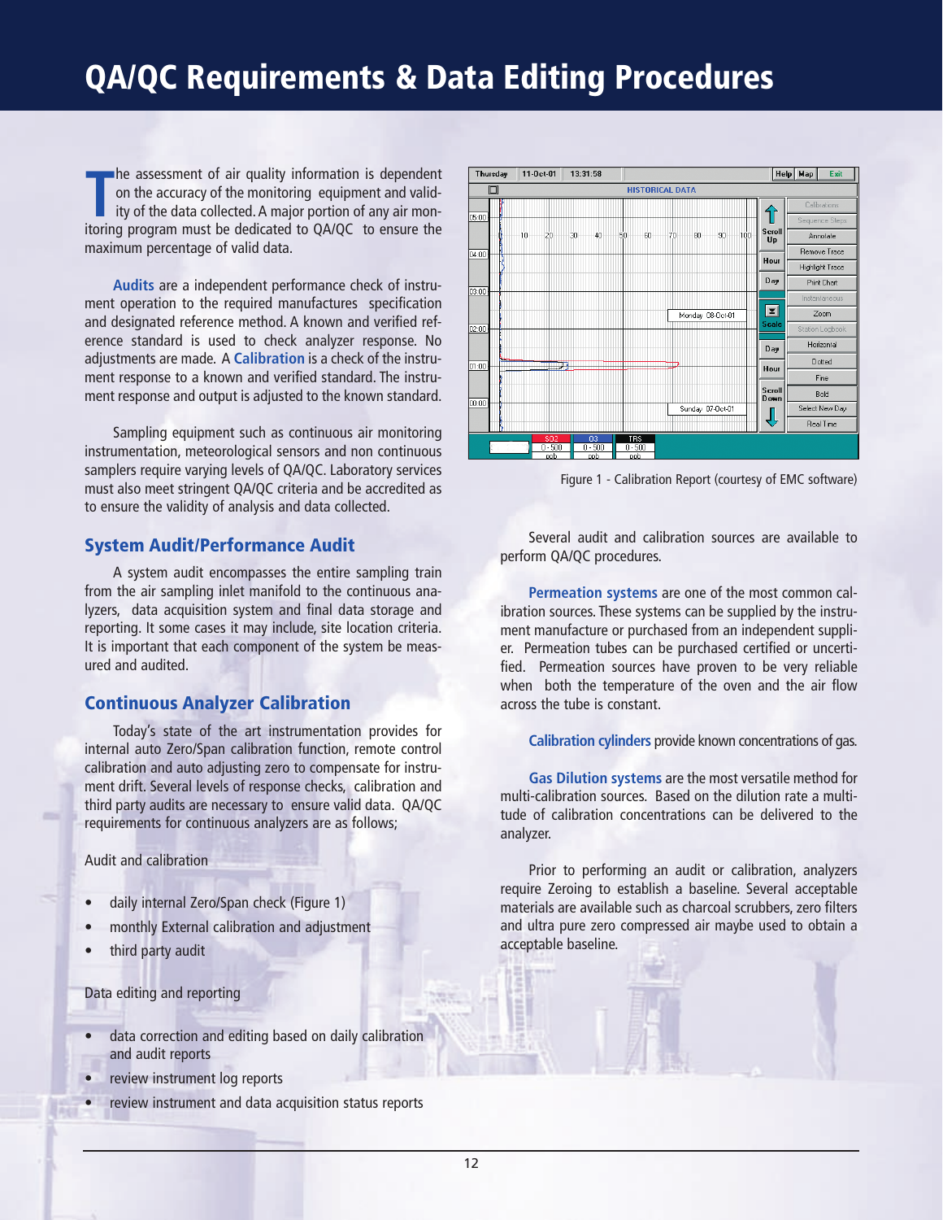# QA/QC Requirements & Data Editing Procedures

The assessment of air quality information is dependent on the accuracy of the monitoring equipment and validity of the data collected. A major portion of any air monitoring program must be dedicated to QA/QC to ensure the maximum percentage of valid data.

**Audits** are a independent performance check of instrument operation to the required manufactures specification and designated reference method. A known and verified reference standard is used to check analyzer response. No adjustments are made. A **Calibration** is a check of the instrument response to a known and verified standard. The instrument response and output is adjusted to the known standard.

Sampling equipment such as continuous air monitoring instrumentation, meteorological sensors and non continuous samplers require varying levels of QA/QC. Laboratory services must also meet stringent QA/QC criteria and be accredited as to ensure the validity of analysis and data collected.

## System Audit/Performance Audit

A system audit encompasses the entire sampling train from the air sampling inlet manifold to the continuous analyzers, data acquisition system and final data storage and reporting. It some cases it may include, site location criteria. It is important that each component of the system be measured and audited.

## Continuous Analyzer Calibration

Today's state of the art instrumentation provides for internal auto Zero/Span calibration function, remote control calibration and auto adjusting zero to compensate for instrument drift. Several levels of response checks, calibration and third party audits are necessary to ensure valid data. QA/QC requirements for continuous analyzers are as follows;

Audit and calibration

- daily internal Zero/Span check (Figure 1)
- monthly External calibration and adjustment
- third party audit

Data editing and reporting

- data correction and editing based on daily calibration and audit reports
- review instrument log reports
- review instrument and data acquisition status reports

Figure 1 - Calibration Report (courtesy of EMC software)

Several audit and calibration sources are available to perform QA/QC procedures.

**Permeation systems** are one of the most common calibration sources. These systems can be supplied by the instrument manufacture or purchased from an independent supplier. Permeation tubes can be purchased certified or uncertified. Permeation sources have proven to be very reliable when both the temperature of the oven and the air flow across the tube is constant.

**Calibration cylinders** provide known concentrations of gas.

**Gas Dilution systems** are the most versatile method for multi-calibration sources. Based on the dilution rate a multitude of calibration concentrations can be delivered to the analyzer.

Prior to performing an audit or calibration, analyzers require Zeroing to establish a baseline. Several acceptable materials are available such as charcoal scrubbers, zero filters and ultra pure zero compressed air maybe used to obtain a acceptable baseline.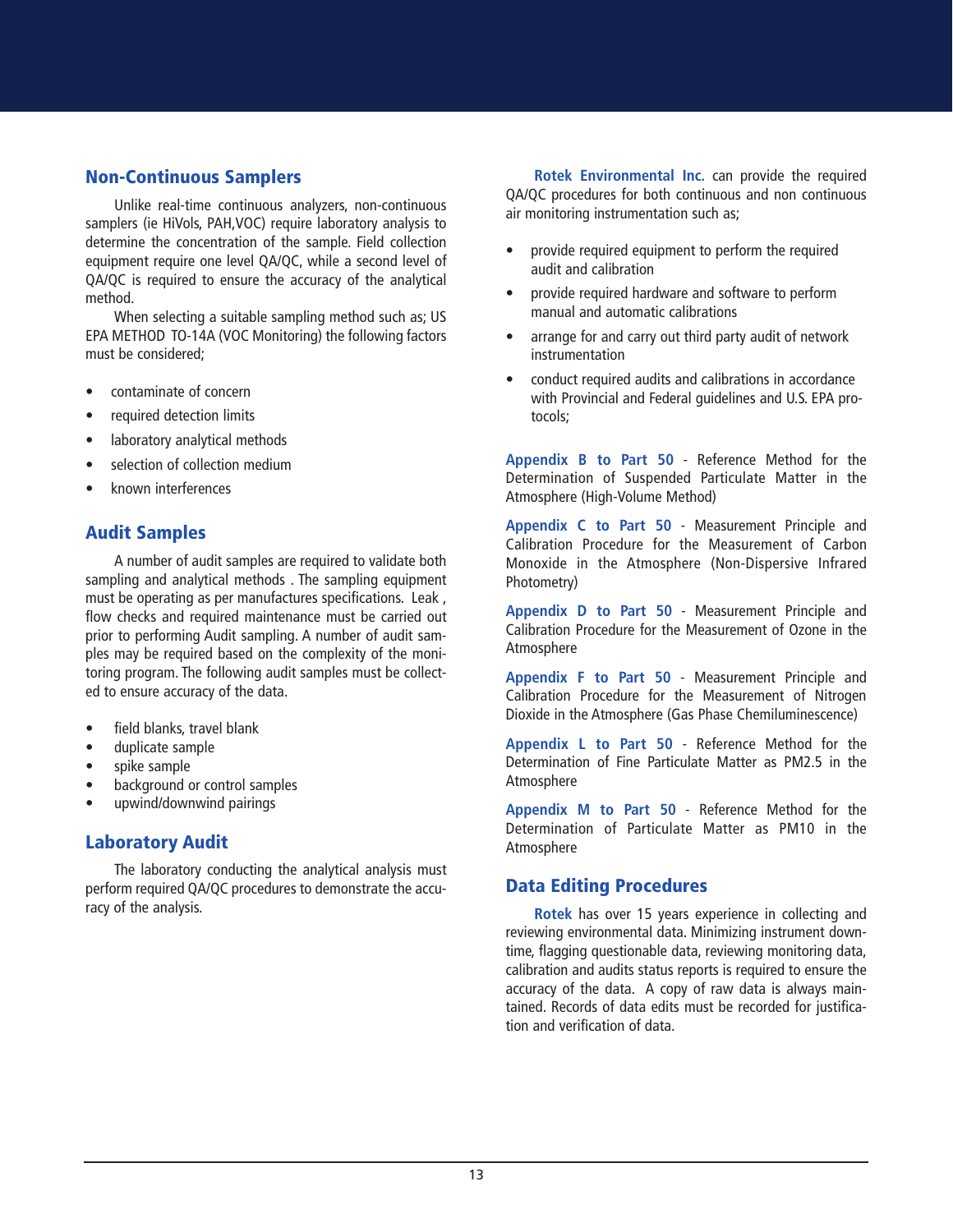## Non-Continuous Samplers

Unlike real-time continuous analyzers, non-continuous samplers (ie HiVols, PAH,VOC) require laboratory analysis to determine the concentration of the sample. Field collection equipment require one level QA/QC, while a second level of QA/QC is required to ensure the accuracy of the analytical method.

When selecting a suitable sampling method such as; US EPA METHOD TO-14A (VOC Monitoring) the following factors must be considered;

- contaminate of concern
- required detection limits
- laboratory analytical methods
- selection of collection medium
- known interferences

## Audit Samples

A number of audit samples are required to validate both sampling and analytical methods . The sampling equipment must be operating as per manufactures specifications. Leak , flow checks and required maintenance must be carried out prior to performing Audit sampling. A number of audit samples may be required based on the complexity of the monitoring program. The following audit samples must be collected to ensure accuracy of the data.

- field blanks, travel blank
- duplicate sample
- spike sample
- background or control samples
- upwind/downwind pairings

## Laboratory Audit

The laboratory conducting the analytical analysis must perform required QA/QC procedures to demonstrate the accuracy of the analysis.

**Rotek Environmental Inc.** can provide the required QA/QC procedures for both continuous and non continuous air monitoring instrumentation such as;

- provide required equipment to perform the required audit and calibration
- provide required hardware and software to perform manual and automatic calibrations
- arrange for and carry out third party audit of network instrumentation
- conduct required audits and calibrations in accordance with Provincial and Federal guidelines and U.S. EPA protocols;

**Appendix B to Part 50** - Reference Method for the Determination of Suspended Particulate Matter in the Atmosphere (High-Volume Method)

**Appendix C to Part 50** - Measurement Principle and Calibration Procedure for the Measurement of Carbon Monoxide in the Atmosphere (Non-Dispersive Infrared Photometry)

**Appendix D to Part 50** - Measurement Principle and Calibration Procedure for the Measurement of Ozone in the Atmosphere

**Appendix F to Part 50** - Measurement Principle and Calibration Procedure for the Measurement of Nitrogen Dioxide in the Atmosphere (Gas Phase Chemiluminescence)

**Appendix L to Part 50** - Reference Method for the Determination of Fine Particulate Matter as PM2.5 in the Atmosphere

**Appendix M to Part 50** - Reference Method for the Determination of Particulate Matter as PM10 in the Atmosphere

## Data Editing Procedures

**Rotek** has over 15 years experience in collecting and reviewing environmental data. Minimizing instrument downtime, flagging questionable data, reviewing monitoring data, calibration and audits status reports is required to ensure the accuracy of the data. A copy of raw data is always maintained. Records of data edits must be recorded for justification and verification of data.